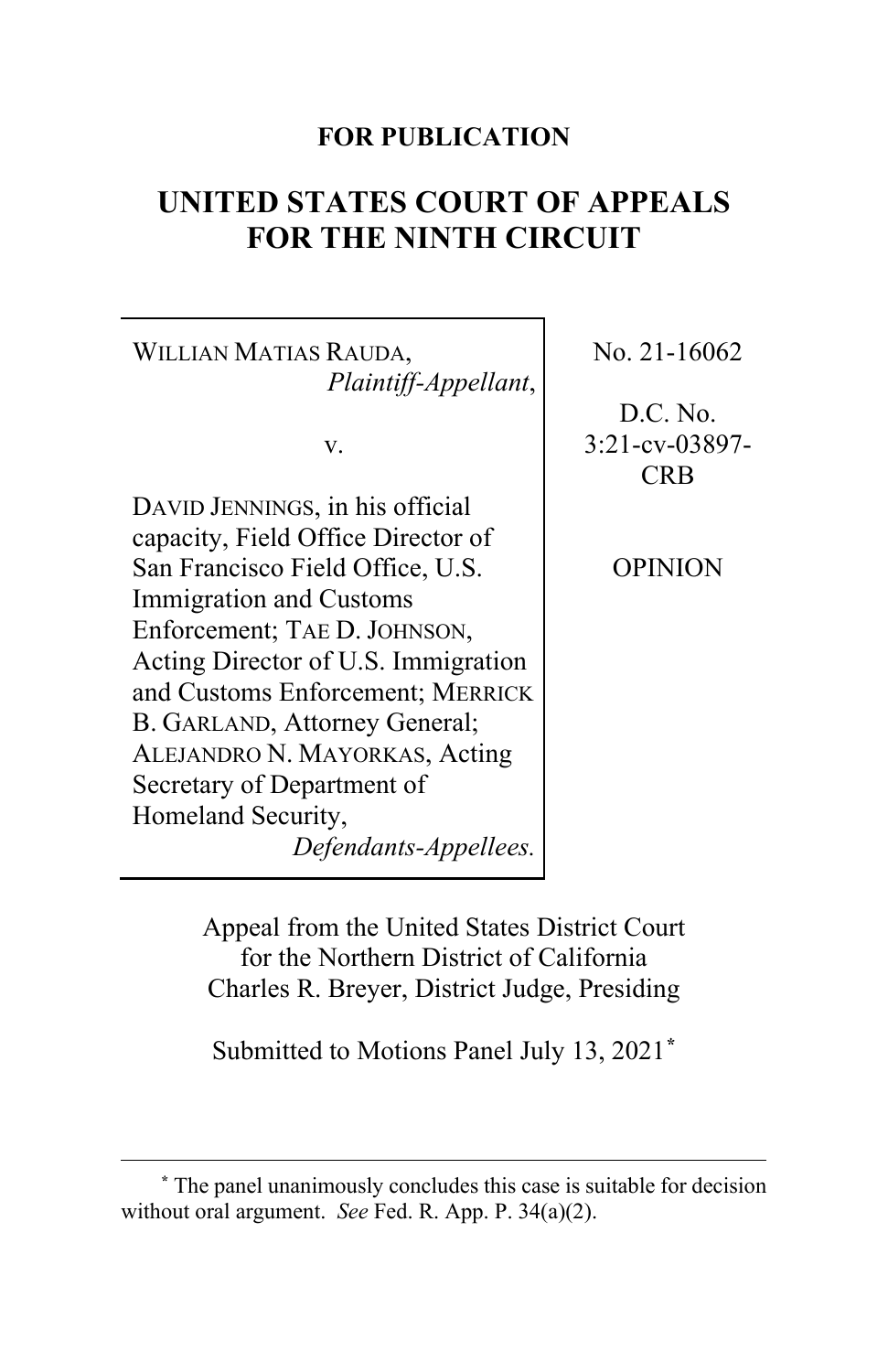**FOR PUBLICATION**

# UNITED STATES COURT OF APPEALS FOR THE NINTH CIRCUIT

WILLIAN MATIAS RAUDA,
*Plaintiff-Appellant*,

v.

DAVID JENNINGS, in his official capacity, Field Office Director of San Francisco Field Office, U.S. Immigration and Customs Enforcement; TAE D. JOHNSON, Acting Director of U.S. Immigration and Customs Enforcement; MERRICK B. GARLAND, Attorney General; ALEJANDRO N. MAYORKAS, Acting Secretary of Department of Homeland Security,
*Defendants-Appellees.*

No. 21-16062

D.C. No. 3:21-cv-03897-CRB

OPINION

Appeal from the United States District Court for the Northern District of California
Charles R. Breyer, District Judge, Presiding

Submitted to Motions Panel July 13, 2021*

---

\* The panel unanimously concludes this case is suitable for decision without oral argument. *See* Fed. R. App. P. 34(a)(2).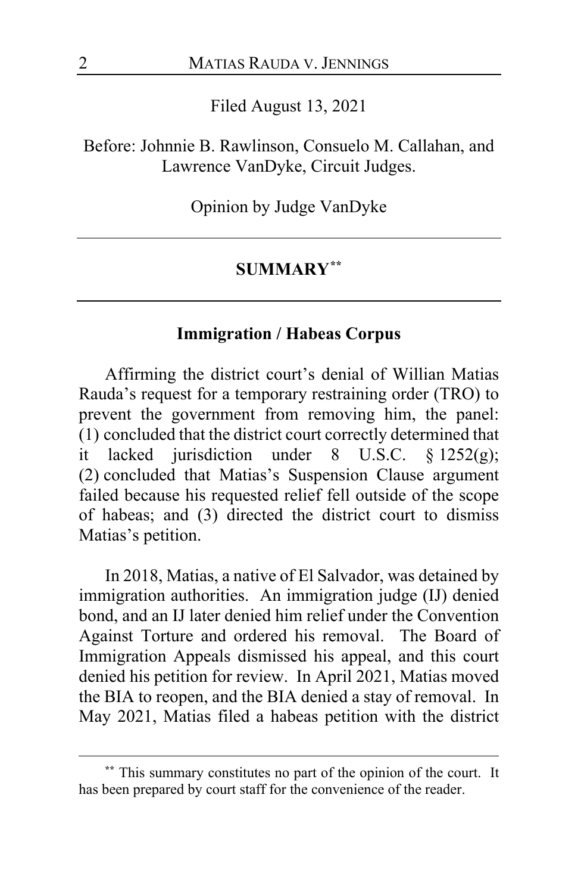Filed August 13, 2021

Before: Johnnie B. Rawlinson, Consuelo M. Callahan, and Lawrence VanDyke, Circuit Judges.

Opinion by Judge VanDyke

---

## SUMMARY[**]

---

### Immigration / Habeas Corpus

Affirming the district court's denial of Willian Matias Rauda's request for a temporary restraining order (TRO) to prevent the government from removing him, the panel: (1) concluded that the district court correctly determined that it lacked jurisdiction under 8 U.S.C. § 1252(g); (2) concluded that Matias's Suspension Clause argument failed because his requested relief fell outside of the scope of habeas; and (3) directed the district court to dismiss Matias's petition.

In 2018, Matias, a native of El Salvador, was detained by immigration authorities. An immigration judge (IJ) denied bond, and an IJ later denied him relief under the Convention Against Torture and ordered his removal. The Board of Immigration Appeals dismissed his appeal, and this court denied his petition for review. In April 2021, Matias moved the BIA to reopen, and the BIA denied a stay of removal. In May 2021, Matias filed a habeas petition with the district

---

[**] This summary constitutes no part of the opinion of the court. It has been prepared by court staff for the convenience of the reader.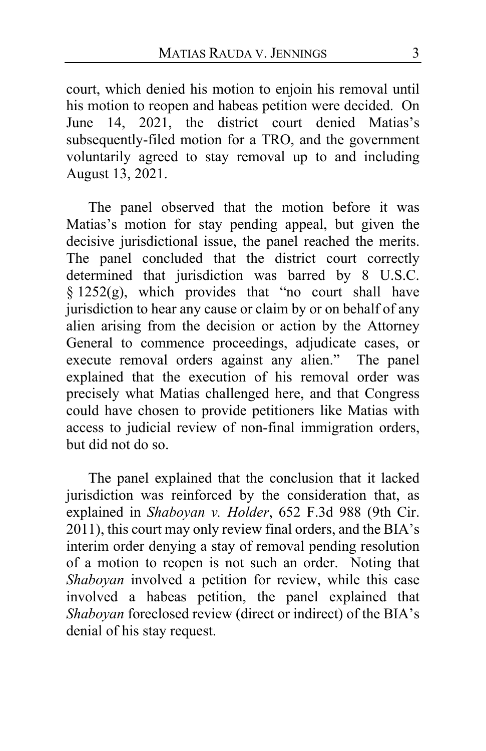court, which denied his motion to enjoin his removal until his motion to reopen and habeas petition were decided. On June 14, 2021, the district court denied Matias's subsequently-filed motion for a TRO, and the government voluntarily agreed to stay removal up to and including August 13, 2021.

The panel observed that the motion before it was Matias's motion for stay pending appeal, but given the decisive jurisdictional issue, the panel reached the merits. The panel concluded that the district court correctly determined that jurisdiction was barred by 8 U.S.C. § 1252(g), which provides that "no court shall have jurisdiction to hear any cause or claim by or on behalf of any alien arising from the decision or action by the Attorney General to commence proceedings, adjudicate cases, or execute removal orders against any alien." The panel explained that the execution of his removal order was precisely what Matias challenged here, and that Congress could have chosen to provide petitioners like Matias with access to judicial review of non-final immigration orders, but did not do so.

The panel explained that the conclusion that it lacked jurisdiction was reinforced by the consideration that, as explained in *Shaboyan v. Holder*, 652 F.3d 988 (9th Cir. 2011), this court may only review final orders, and the BIA's interim order denying a stay of removal pending resolution of a motion to reopen is not such an order. Noting that *Shaboyan* involved a petition for review, while this case involved a habeas petition, the panel explained that *Shaboyan* foreclosed review (direct or indirect) of the BIA's denial of his stay request.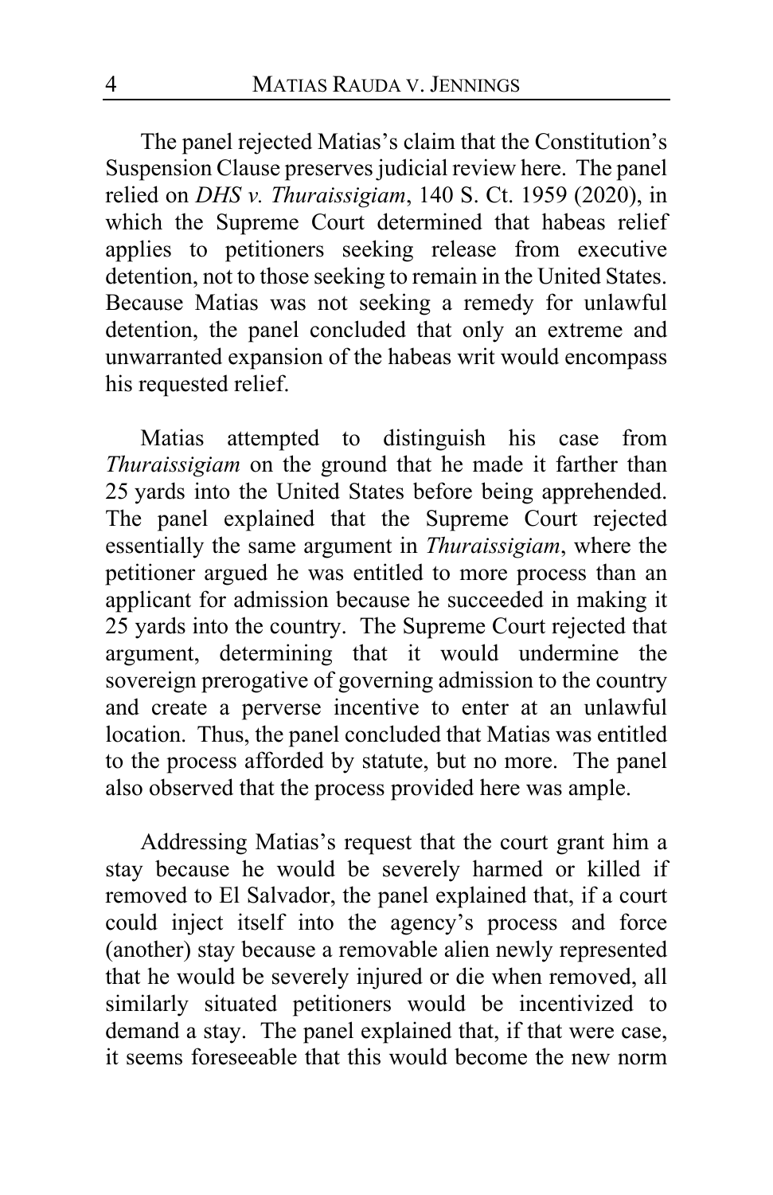The panel rejected Matias's claim that the Constitution's Suspension Clause preserves judicial review here. The panel relied on *DHS v. Thuraissigiam*, 140 S. Ct. 1959 (2020), in which the Supreme Court determined that habeas relief applies to petitioners seeking release from executive detention, not to those seeking to remain in the United States. Because Matias was not seeking a remedy for unlawful detention, the panel concluded that only an extreme and unwarranted expansion of the habeas writ would encompass his requested relief.

Matias attempted to distinguish his case from *Thuraissigiam* on the ground that he made it farther than 25 yards into the United States before being apprehended. The panel explained that the Supreme Court rejected essentially the same argument in *Thuraissigiam*, where the petitioner argued he was entitled to more process than an applicant for admission because he succeeded in making it 25 yards into the country. The Supreme Court rejected that argument, determining that it would undermine the sovereign prerogative of governing admission to the country and create a perverse incentive to enter at an unlawful location. Thus, the panel concluded that Matias was entitled to the process afforded by statute, but no more. The panel also observed that the process provided here was ample.

Addressing Matias's request that the court grant him a stay because he would be severely harmed or killed if removed to El Salvador, the panel explained that, if a court could inject itself into the agency's process and force (another) stay because a removable alien newly represented that he would be severely injured or die when removed, all similarly situated petitioners would be incentivized to demand a stay. The panel explained that, if that were case, it seems foreseeable that this would become the new norm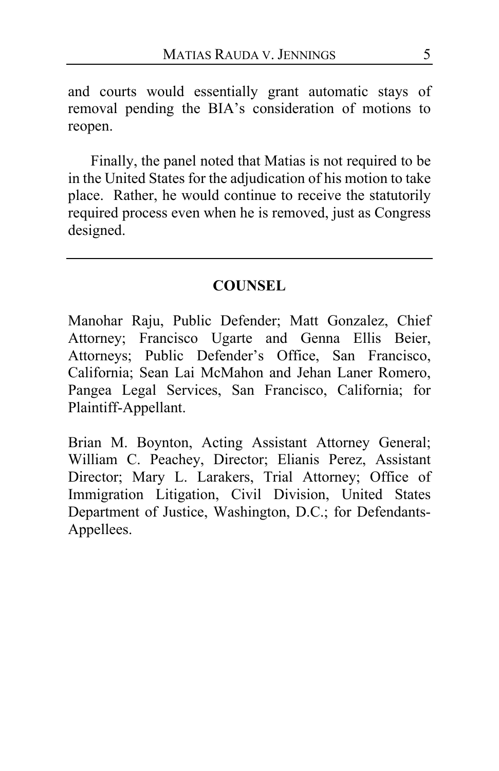and courts would essentially grant automatic stays of removal pending the BIA's consideration of motions to reopen.

Finally, the panel noted that Matias is not required to be in the United States for the adjudication of his motion to take place. Rather, he would continue to receive the statutorily required process even when he is removed, just as Congress designed.

---

## COUNSEL

Manohar Raju, Public Defender; Matt Gonzalez, Chief Attorney; Francisco Ugarte and Genna Ellis Beier, Attorneys; Public Defender's Office, San Francisco, California; Sean Lai McMahon and Jehan Laner Romero, Pangea Legal Services, San Francisco, California; for Plaintiff-Appellant.

Brian M. Boynton, Acting Assistant Attorney General; William C. Peachey, Director; Elianis Perez, Assistant Director; Mary L. Larakers, Trial Attorney; Office of Immigration Litigation, Civil Division, United States Department of Justice, Washington, D.C.; for Defendants-Appellees.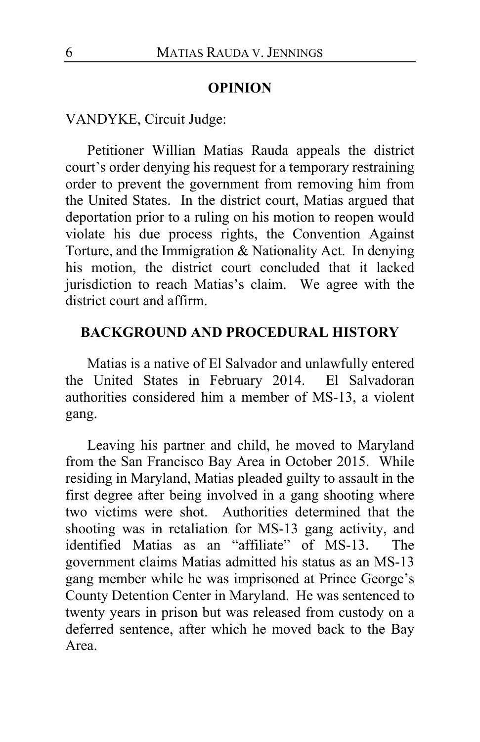## OPINION

VANDYKE, Circuit Judge:

Petitioner Willian Matias Rauda appeals the district court's order denying his request for a temporary restraining order to prevent the government from removing him from the United States. In the district court, Matias argued that deportation prior to a ruling on his motion to reopen would violate his due process rights, the Convention Against Torture, and the Immigration & Nationality Act. In denying his motion, the district court concluded that it lacked jurisdiction to reach Matias's claim. We agree with the district court and affirm.

## BACKGROUND AND PROCEDURAL HISTORY

Matias is a native of El Salvador and unlawfully entered the United States in February 2014. El Salvadoran authorities considered him a member of MS-13, a violent gang.

Leaving his partner and child, he moved to Maryland from the San Francisco Bay Area in October 2015. While residing in Maryland, Matias pleaded guilty to assault in the first degree after being involved in a gang shooting where two victims were shot. Authorities determined that the shooting was in retaliation for MS-13 gang activity, and identified Matias as an "affiliate" of MS-13. The government claims Matias admitted his status as an MS-13 gang member while he was imprisoned at Prince George's County Detention Center in Maryland. He was sentenced to twenty years in prison but was released from custody on a deferred sentence, after which he moved back to the Bay Area.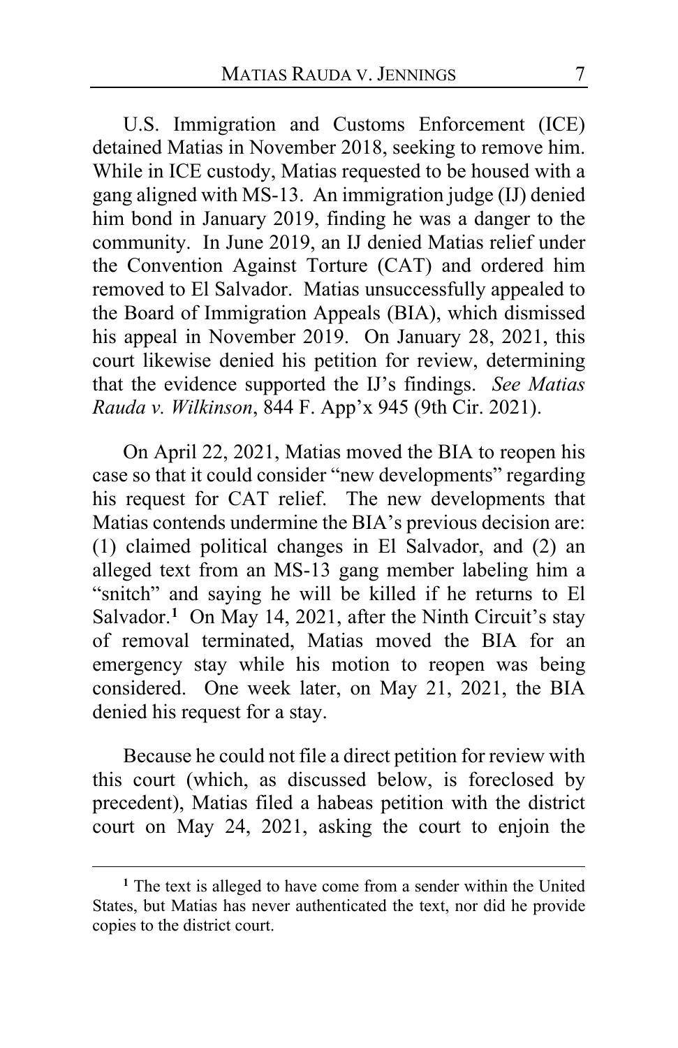U.S. Immigration and Customs Enforcement (ICE) detained Matias in November 2018, seeking to remove him. While in ICE custody, Matias requested to be housed with a gang aligned with MS-13. An immigration judge (IJ) denied him bond in January 2019, finding he was a danger to the community. In June 2019, an IJ denied Matias relief under the Convention Against Torture (CAT) and ordered him removed to El Salvador. Matias unsuccessfully appealed to the Board of Immigration Appeals (BIA), which dismissed his appeal in November 2019. On January 28, 2021, this court likewise denied his petition for review, determining that the evidence supported the IJ's findings. *See Matias Rauda v. Wilkinson*, 844 F. App'x 945 (9th Cir. 2021).

On April 22, 2021, Matias moved the BIA to reopen his case so that it could consider "new developments" regarding his request for CAT relief. The new developments that Matias contends undermine the BIA's previous decision are: (1) claimed political changes in El Salvador, and (2) an alleged text from an MS-13 gang member labeling him a "snitch" and saying he will be killed if he returns to El Salvador.[1] On May 14, 2021, after the Ninth Circuit's stay of removal terminated, Matias moved the BIA for an emergency stay while his motion to reopen was being considered. One week later, on May 21, 2021, the BIA denied his request for a stay.

Because he could not file a direct petition for review with this court (which, as discussed below, is foreclosed by precedent), Matias filed a habeas petition with the district court on May 24, 2021, asking the court to enjoin the

[1] The text is alleged to have come from a sender within the United States, but Matias has never authenticated the text, nor did he provide copies to the district court.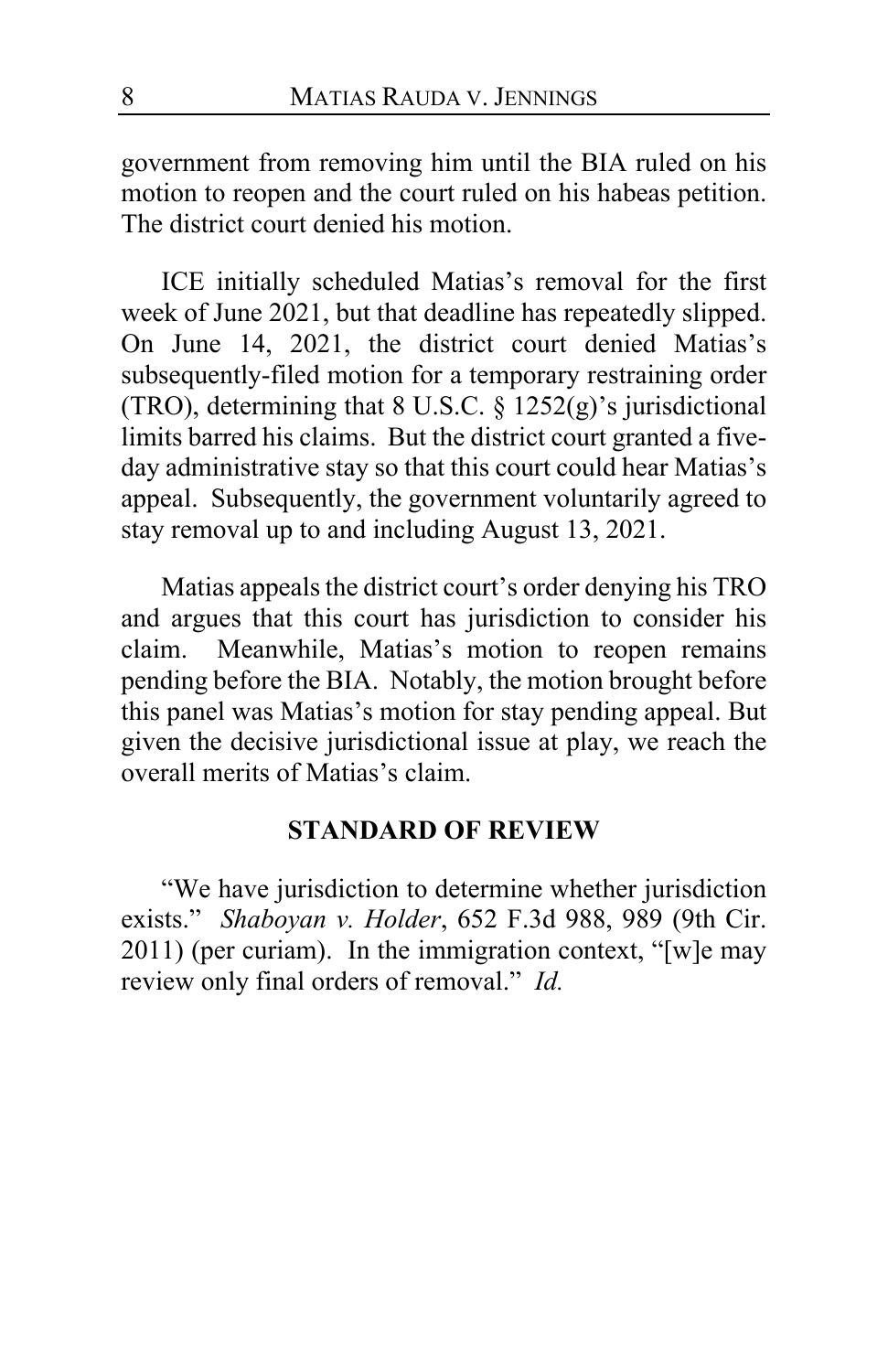government from removing him until the BIA ruled on his motion to reopen and the court ruled on his habeas petition. The district court denied his motion.

ICE initially scheduled Matias's removal for the first week of June 2021, but that deadline has repeatedly slipped. On June 14, 2021, the district court denied Matias's subsequently-filed motion for a temporary restraining order (TRO), determining that 8 U.S.C. § 1252(g)'s jurisdictional limits barred his claims. But the district court granted a five-day administrative stay so that this court could hear Matias's appeal. Subsequently, the government voluntarily agreed to stay removal up to and including August 13, 2021.

Matias appeals the district court's order denying his TRO and argues that this court has jurisdiction to consider his claim. Meanwhile, Matias's motion to reopen remains pending before the BIA. Notably, the motion brought before this panel was Matias's motion for stay pending appeal. But given the decisive jurisdictional issue at play, we reach the overall merits of Matias's claim.

## STANDARD OF REVIEW

"We have jurisdiction to determine whether jurisdiction exists." *Shaboyan v. Holder*, 652 F.3d 988, 989 (9th Cir. 2011) (per curiam). In the immigration context, "[w]e may review only final orders of removal." *Id.*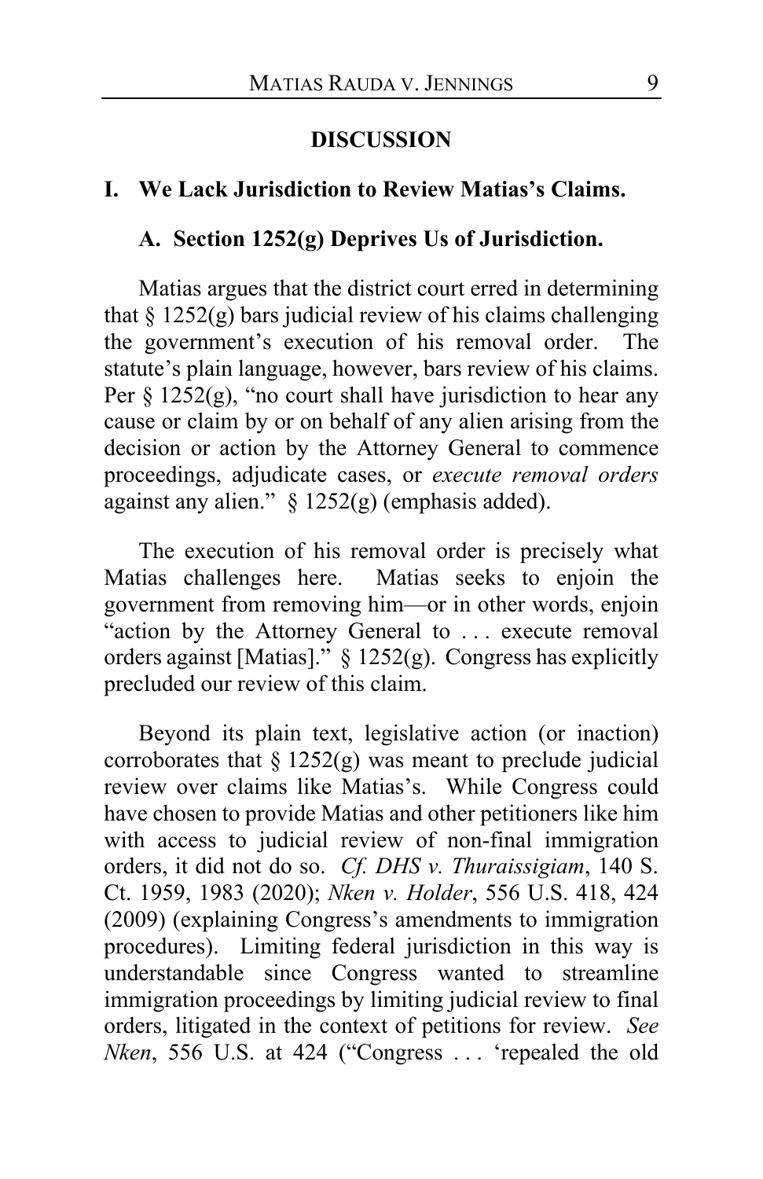## DISCUSSION

### I. We Lack Jurisdiction to Review Matias's Claims.

#### A. Section 1252(g) Deprives Us of Jurisdiction.

Matias argues that the district court erred in determining that § 1252(g) bars judicial review of his claims challenging the government's execution of his removal order. The statute's plain language, however, bars review of his claims. Per § 1252(g), "no court shall have jurisdiction to hear any cause or claim by or on behalf of any alien arising from the decision or action by the Attorney General to commence proceedings, adjudicate cases, or *execute removal orders* against any alien." § 1252(g) (emphasis added).

The execution of his removal order is precisely what Matias challenges here. Matias seeks to enjoin the government from removing him—or in other words, enjoin "action by the Attorney General to . . . execute removal orders against [Matias]." § 1252(g). Congress has explicitly precluded our review of this claim.

Beyond its plain text, legislative action (or inaction) corroborates that § 1252(g) was meant to preclude judicial review over claims like Matias's. While Congress could have chosen to provide Matias and other petitioners like him with access to judicial review of non-final immigration orders, it did not do so. *Cf. DHS v. Thuraissigiam*, 140 S. Ct. 1959, 1983 (2020); *Nken v. Holder*, 556 U.S. 418, 424 (2009) (explaining Congress's amendments to immigration procedures). Limiting federal jurisdiction in this way is understandable since Congress wanted to streamline immigration proceedings by limiting judicial review to final orders, litigated in the context of petitions for review. *See Nken*, 556 U.S. at 424 ("Congress . . . 'repealed the old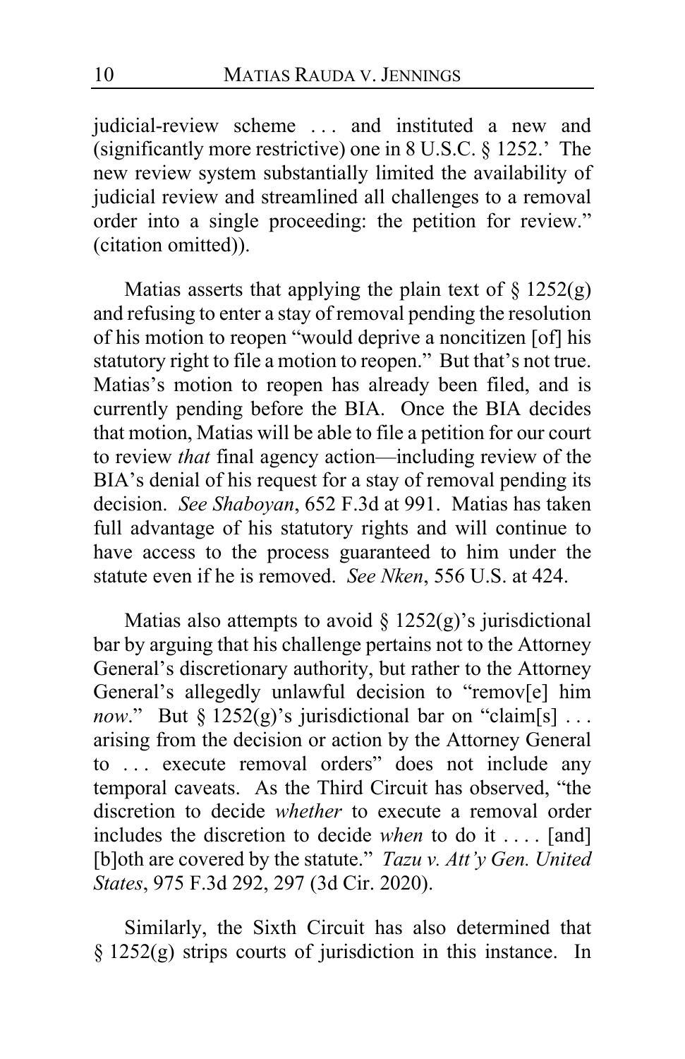judicial-review scheme . . . and instituted a new and (significantly more restrictive) one in 8 U.S.C. § 1252.' The new review system substantially limited the availability of judicial review and streamlined all challenges to a removal order into a single proceeding: the petition for review." (citation omitted)).

Matias asserts that applying the plain text of § 1252(g) and refusing to enter a stay of removal pending the resolution of his motion to reopen "would deprive a noncitizen [of] his statutory right to file a motion to reopen." But that's not true. Matias's motion to reopen has already been filed, and is currently pending before the BIA. Once the BIA decides that motion, Matias will be able to file a petition for our court to review *that* final agency action—including review of the BIA's denial of his request for a stay of removal pending its decision. *See Shaboyan*, 652 F.3d at 991. Matias has taken full advantage of his statutory rights and will continue to have access to the process guaranteed to him under the statute even if he is removed. *See Nken*, 556 U.S. at 424.

Matias also attempts to avoid § 1252(g)'s jurisdictional bar by arguing that his challenge pertains not to the Attorney General's discretionary authority, but rather to the Attorney General's allegedly unlawful decision to "remov[e] him *now*." But § 1252(g)'s jurisdictional bar on "claim[s] . . . arising from the decision or action by the Attorney General to . . . execute removal orders" does not include any temporal caveats. As the Third Circuit has observed, "the discretion to decide *whether* to execute a removal order includes the discretion to decide *when* to do it . . . . [and] [b]oth are covered by the statute." *Tazu v. Att'y Gen. United States*, 975 F.3d 292, 297 (3d Cir. 2020).

Similarly, the Sixth Circuit has also determined that § 1252(g) strips courts of jurisdiction in this instance. In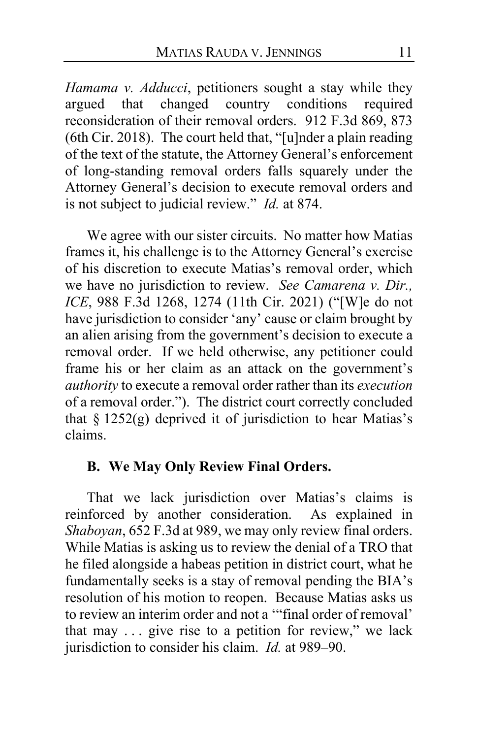*Hamama v. Adducci*, petitioners sought a stay while they argued that changed country conditions required reconsideration of their removal orders. 912 F.3d 869, 873 (6th Cir. 2018). The court held that, "[u]nder a plain reading of the text of the statute, the Attorney General's enforcement of long-standing removal orders falls squarely under the Attorney General's decision to execute removal orders and is not subject to judicial review." *Id.* at 874.

We agree with our sister circuits. No matter how Matias frames it, his challenge is to the Attorney General's exercise of his discretion to execute Matias's removal order, which we have no jurisdiction to review. *See Camarena v. Dir., ICE*, 988 F.3d 1268, 1274 (11th Cir. 2021) ("[W]e do not have jurisdiction to consider 'any' cause or claim brought by an alien arising from the government's decision to execute a removal order. If we held otherwise, any petitioner could frame his or her claim as an attack on the government's *authority* to execute a removal order rather than its *execution* of a removal order."). The district court correctly concluded that § 1252(g) deprived it of jurisdiction to hear Matias's claims.

### B. We May Only Review Final Orders.

That we lack jurisdiction over Matias's claims is reinforced by another consideration. As explained in *Shaboyan*, 652 F.3d at 989, we may only review final orders. While Matias is asking us to review the denial of a TRO that he filed alongside a habeas petition in district court, what he fundamentally seeks is a stay of removal pending the BIA's resolution of his motion to reopen. Because Matias asks us to review an interim order and not a '"final order of removal' that may . . . give rise to a petition for review," we lack jurisdiction to consider his claim. *Id.* at 989–90.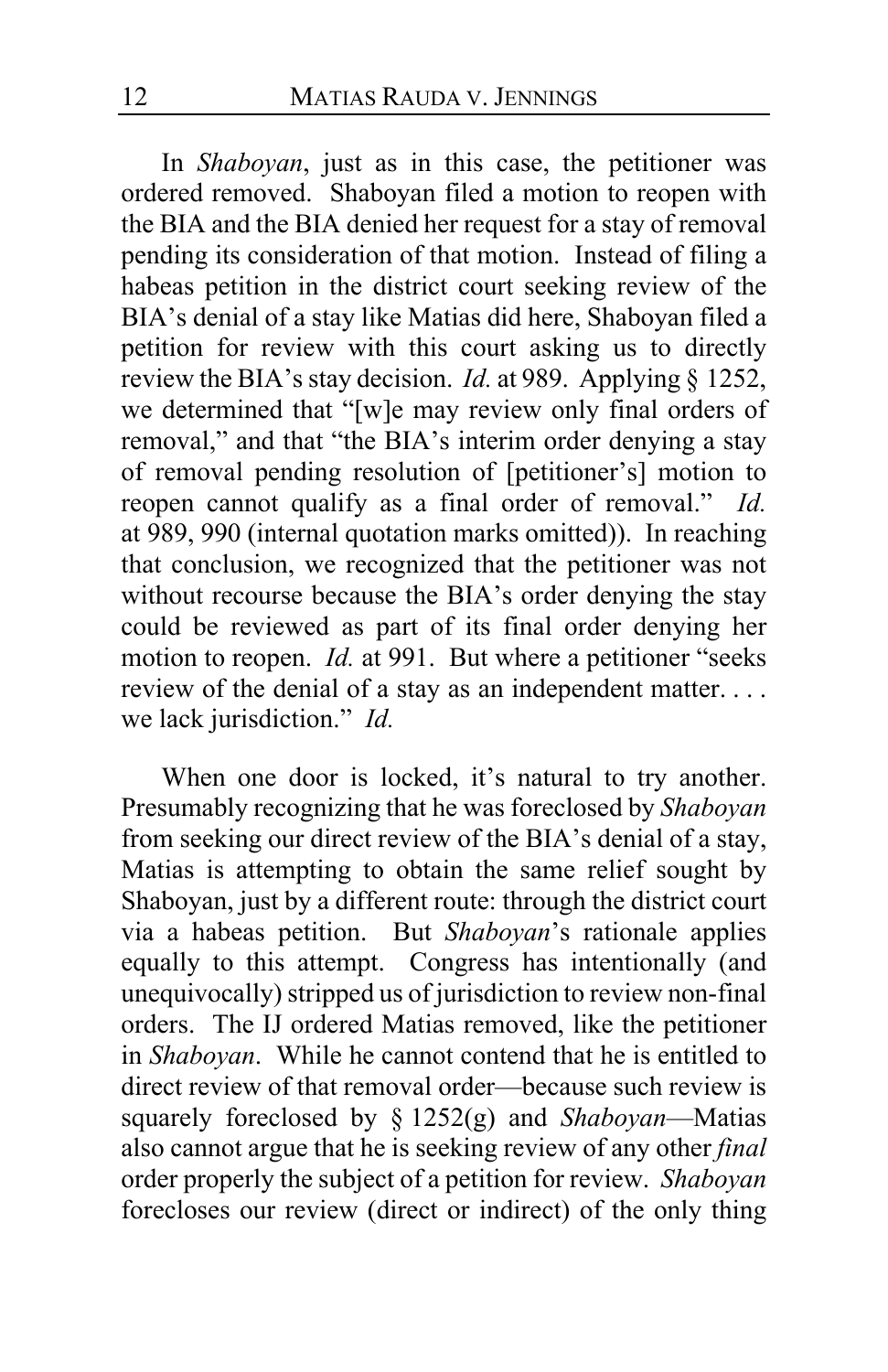In *Shaboyan*, just as in this case, the petitioner was ordered removed. Shaboyan filed a motion to reopen with the BIA and the BIA denied her request for a stay of removal pending its consideration of that motion. Instead of filing a habeas petition in the district court seeking review of the BIA's denial of a stay like Matias did here, Shaboyan filed a petition for review with this court asking us to directly review the BIA's stay decision. *Id.* at 989. Applying § 1252, we determined that "[w]e may review only final orders of removal," and that "the BIA's interim order denying a stay of removal pending resolution of [petitioner's] motion to reopen cannot qualify as a final order of removal." *Id.* at 989, 990 (internal quotation marks omitted)). In reaching that conclusion, we recognized that the petitioner was not without recourse because the BIA's order denying the stay could be reviewed as part of its final order denying her motion to reopen. *Id.* at 991. But where a petitioner "seeks review of the denial of a stay as an independent matter. . . . we lack jurisdiction." *Id.*

When one door is locked, it's natural to try another. Presumably recognizing that he was foreclosed by *Shaboyan* from seeking our direct review of the BIA's denial of a stay, Matias is attempting to obtain the same relief sought by Shaboyan, just by a different route: through the district court via a habeas petition. But *Shaboyan*'s rationale applies equally to this attempt. Congress has intentionally (and unequivocally) stripped us of jurisdiction to review non-final orders. The IJ ordered Matias removed, like the petitioner in *Shaboyan*. While he cannot contend that he is entitled to direct review of that removal order—because such review is squarely foreclosed by § 1252(g) and *Shaboyan*—Matias also cannot argue that he is seeking review of any other *final* order properly the subject of a petition for review. *Shaboyan* forecloses our review (direct or indirect) of the only thing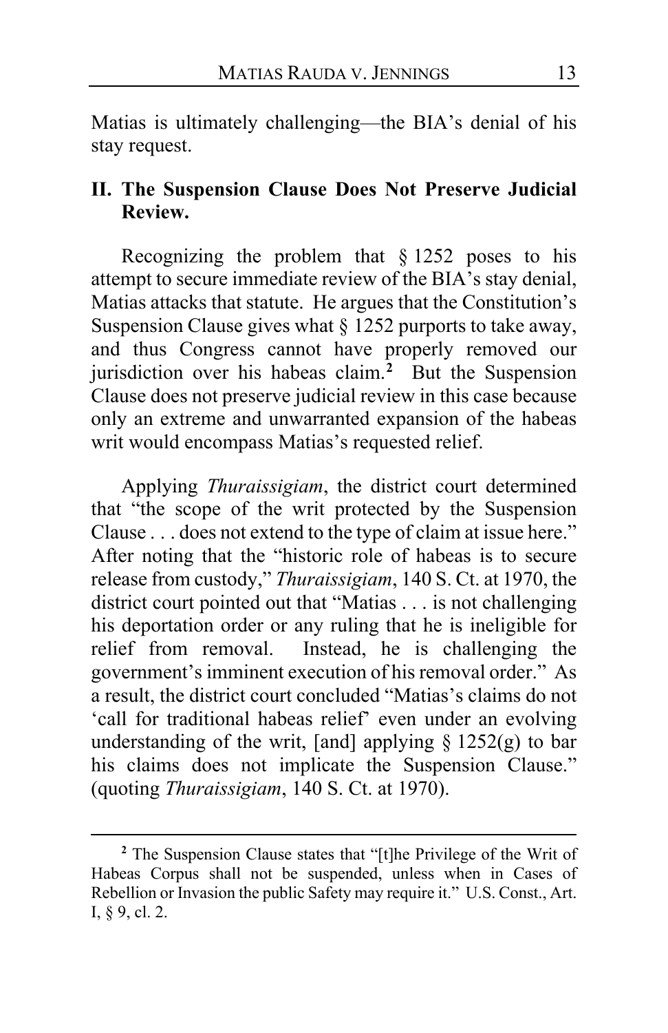Matias is ultimately challenging—the BIA's denial of his stay request.

## II. The Suspension Clause Does Not Preserve Judicial Review.

Recognizing the problem that § 1252 poses to his attempt to secure immediate review of the BIA's stay denial, Matias attacks that statute. He argues that the Constitution's Suspension Clause gives what § 1252 purports to take away, and thus Congress cannot have properly removed our jurisdiction over his habeas claim.[2] But the Suspension Clause does not preserve judicial review in this case because only an extreme and unwarranted expansion of the habeas writ would encompass Matias's requested relief.

Applying *Thuraissigiam*, the district court determined that "the scope of the writ protected by the Suspension Clause . . . does not extend to the type of claim at issue here." After noting that the "historic role of habeas is to secure release from custody," *Thuraissigiam*, 140 S. Ct. at 1970, the district court pointed out that "Matias . . . is not challenging his deportation order or any ruling that he is ineligible for relief from removal. Instead, he is challenging the government's imminent execution of his removal order." As a result, the district court concluded "Matias's claims do not 'call for traditional habeas relief' even under an evolving understanding of the writ, [and] applying § 1252(g) to bar his claims does not implicate the Suspension Clause." (quoting *Thuraissigiam*, 140 S. Ct. at 1970).

---

[2] The Suspension Clause states that "[t]he Privilege of the Writ of Habeas Corpus shall not be suspended, unless when in Cases of Rebellion or Invasion the public Safety may require it." U.S. Const., Art. I, § 9, cl. 2.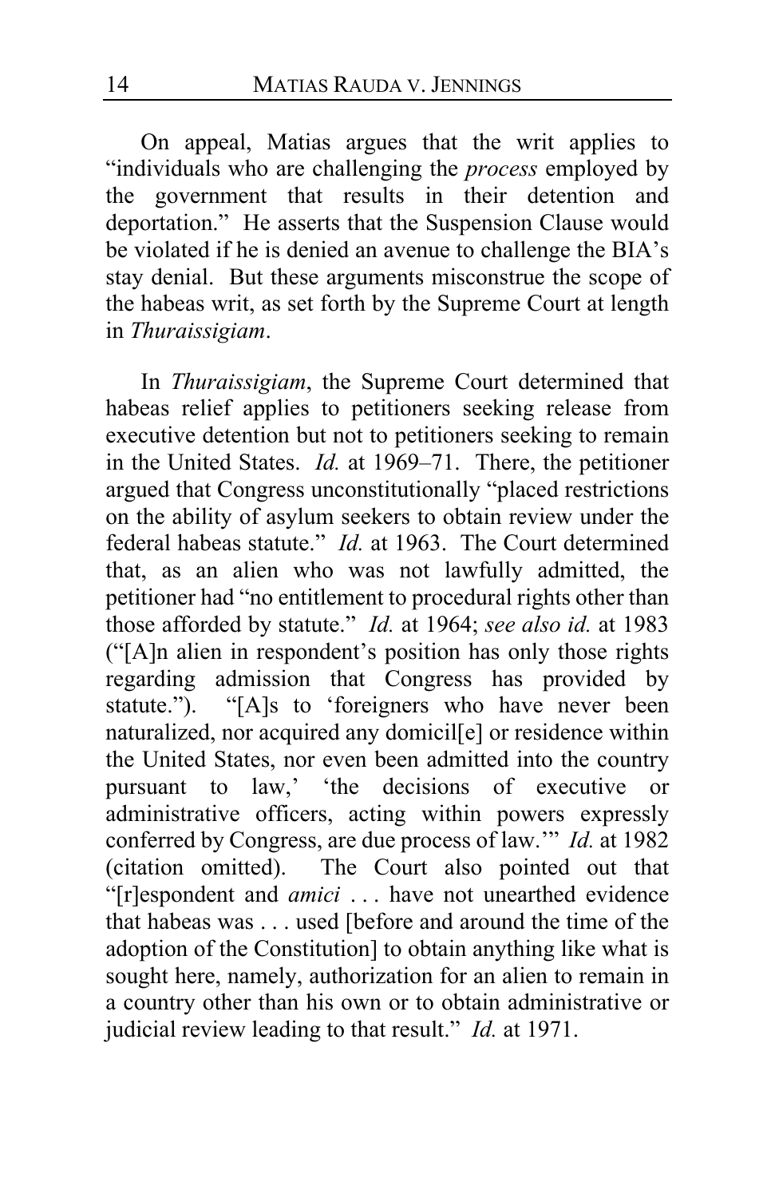On appeal, Matias argues that the writ applies to "individuals who are challenging the *process* employed by the government that results in their detention and deportation." He asserts that the Suspension Clause would be violated if he is denied an avenue to challenge the BIA's stay denial. But these arguments misconstrue the scope of the habeas writ, as set forth by the Supreme Court at length in *Thuraissigiam*.

In *Thuraissigiam*, the Supreme Court determined that habeas relief applies to petitioners seeking release from executive detention but not to petitioners seeking to remain in the United States. *Id.* at 1969–71. There, the petitioner argued that Congress unconstitutionally "placed restrictions on the ability of asylum seekers to obtain review under the federal habeas statute." *Id.* at 1963. The Court determined that, as an alien who was not lawfully admitted, the petitioner had "no entitlement to procedural rights other than those afforded by statute." *Id.* at 1964; *see also id.* at 1983 ("[A]n alien in respondent's position has only those rights regarding admission that Congress has provided by statute."). "[A]s to 'foreigners who have never been naturalized, nor acquired any domicil[e] or residence within the United States, nor even been admitted into the country pursuant to law,' 'the decisions of executive or administrative officers, acting within powers expressly conferred by Congress, are due process of law.'" *Id.* at 1982 (citation omitted). The Court also pointed out that "[r]espondent and *amici* . . . have not unearthed evidence that habeas was . . . used [before and around the time of the adoption of the Constitution] to obtain anything like what is sought here, namely, authorization for an alien to remain in a country other than his own or to obtain administrative or judicial review leading to that result." *Id.* at 1971.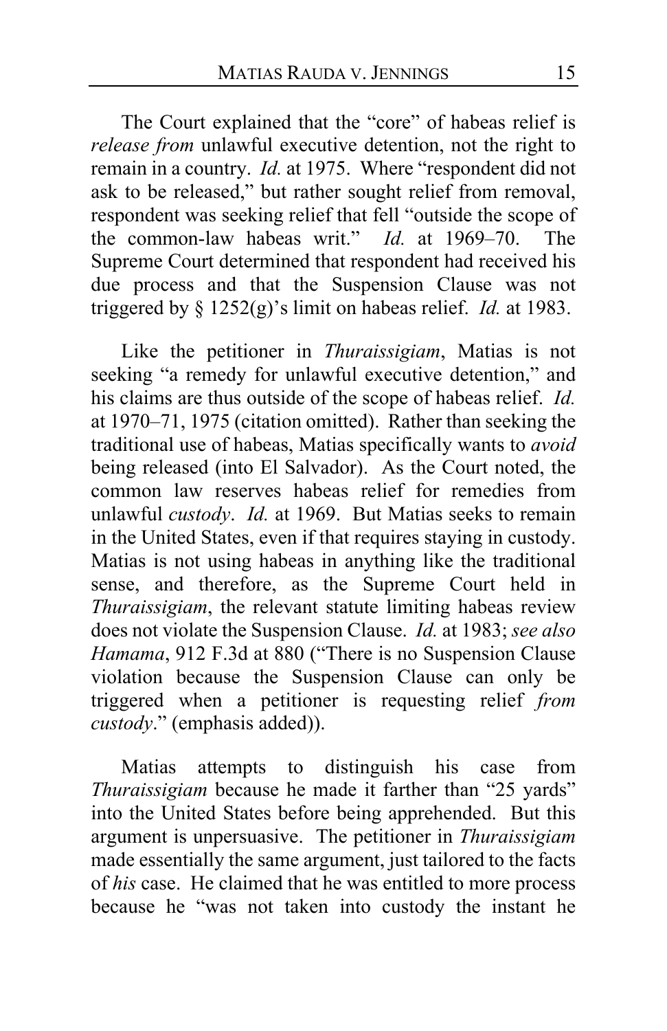The Court explained that the "core" of habeas relief is *release from* unlawful executive detention, not the right to remain in a country. *Id.* at 1975. Where "respondent did not ask to be released," but rather sought relief from removal, respondent was seeking relief that fell "outside the scope of the common-law habeas writ." *Id.* at 1969–70. The Supreme Court determined that respondent had received his due process and that the Suspension Clause was not triggered by § 1252(g)'s limit on habeas relief. *Id.* at 1983.

Like the petitioner in *Thuraissigiam*, Matias is not seeking "a remedy for unlawful executive detention," and his claims are thus outside of the scope of habeas relief. *Id.* at 1970–71, 1975 (citation omitted). Rather than seeking the traditional use of habeas, Matias specifically wants to *avoid* being released (into El Salvador). As the Court noted, the common law reserves habeas relief for remedies from unlawful *custody*. *Id.* at 1969. But Matias seeks to remain in the United States, even if that requires staying in custody. Matias is not using habeas in anything like the traditional sense, and therefore, as the Supreme Court held in *Thuraissigiam*, the relevant statute limiting habeas review does not violate the Suspension Clause. *Id.* at 1983; *see also Hamama*, 912 F.3d at 880 ("There is no Suspension Clause violation because the Suspension Clause can only be triggered when a petitioner is requesting relief *from custody*." (emphasis added)).

Matias attempts to distinguish his case from *Thuraissigiam* because he made it farther than "25 yards" into the United States before being apprehended. But this argument is unpersuasive. The petitioner in *Thuraissigiam* made essentially the same argument, just tailored to the facts of *his* case. He claimed that he was entitled to more process because he "was not taken into custody the instant he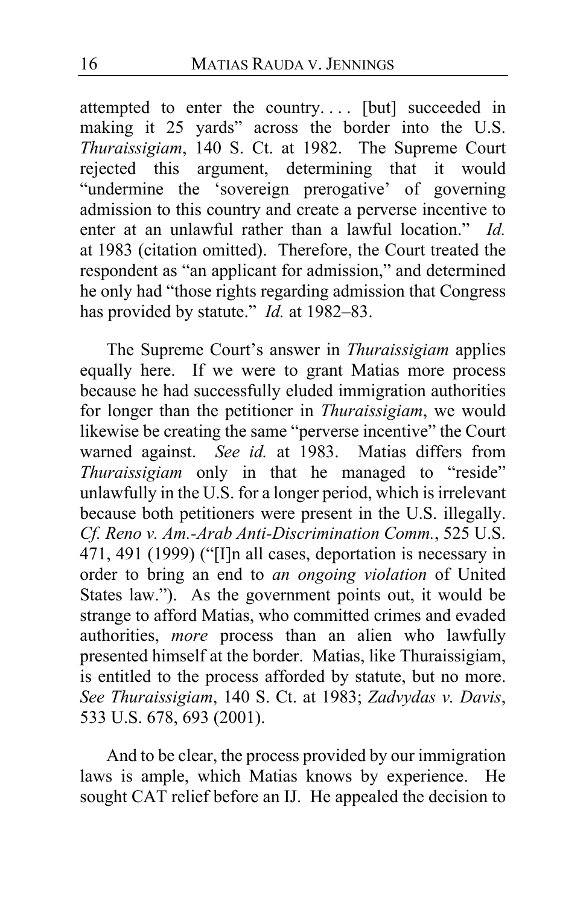attempted to enter the country. . . . [but] succeeded in making it 25 yards" across the border into the U.S. *Thuraissigiam*, 140 S. Ct. at 1982. The Supreme Court rejected this argument, determining that it would "undermine the 'sovereign prerogative' of governing admission to this country and create a perverse incentive to enter at an unlawful rather than a lawful location." *Id.* at 1983 (citation omitted). Therefore, the Court treated the respondent as "an applicant for admission," and determined he only had "those rights regarding admission that Congress has provided by statute." *Id.* at 1982–83.

The Supreme Court's answer in *Thuraissigiam* applies equally here. If we were to grant Matias more process because he had successfully eluded immigration authorities for longer than the petitioner in *Thuraissigiam*, we would likewise be creating the same "perverse incentive" the Court warned against. *See id.* at 1983. Matias differs from *Thuraissigiam* only in that he managed to "reside" unlawfully in the U.S. for a longer period, which is irrelevant because both petitioners were present in the U.S. illegally. *Cf. Reno v. Am.-Arab Anti-Discrimination Comm.*, 525 U.S. 471, 491 (1999) ("[I]n all cases, deportation is necessary in order to bring an end to *an ongoing violation* of United States law."). As the government points out, it would be strange to afford Matias, who committed crimes and evaded authorities, *more* process than an alien who lawfully presented himself at the border. Matias, like Thuraissigiam, is entitled to the process afforded by statute, but no more. *See Thuraissigiam*, 140 S. Ct. at 1983; *Zadvydas v. Davis*, 533 U.S. 678, 693 (2001).

And to be clear, the process provided by our immigration laws is ample, which Matias knows by experience. He sought CAT relief before an IJ. He appealed the decision to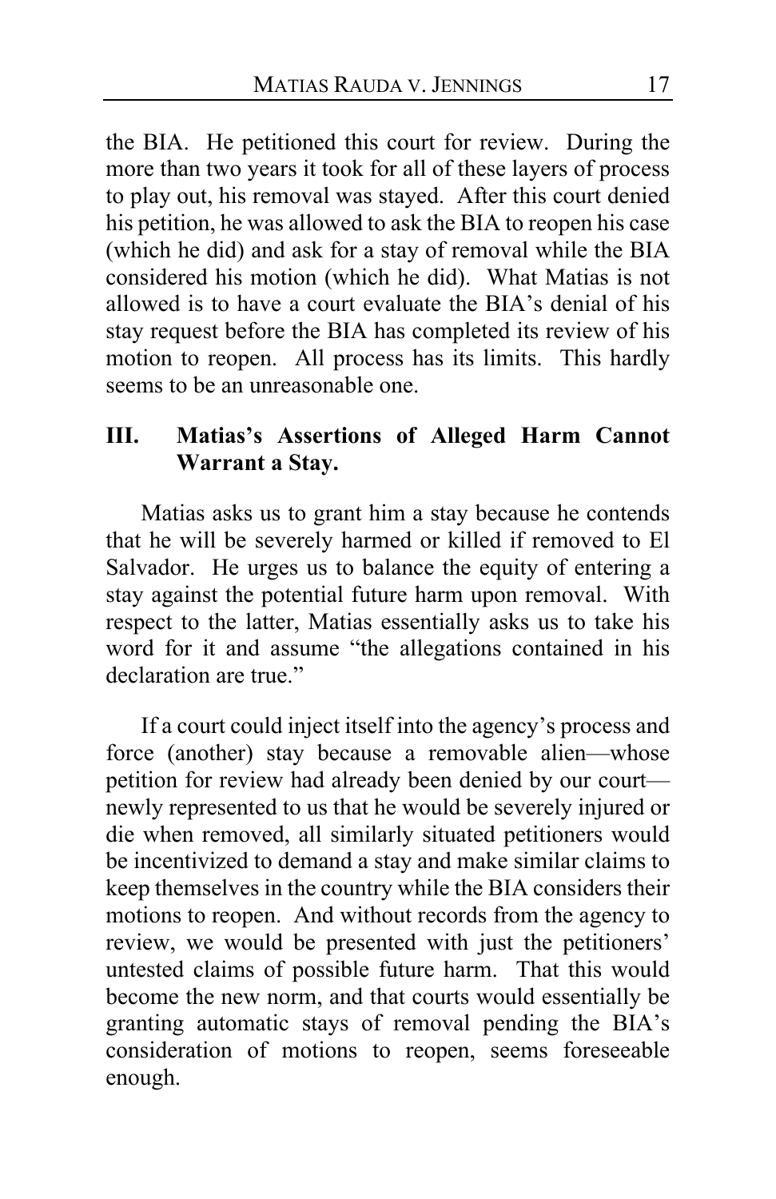the BIA. He petitioned this court for review. During the more than two years it took for all of these layers of process to play out, his removal was stayed. After this court denied his petition, he was allowed to ask the BIA to reopen his case (which he did) and ask for a stay of removal while the BIA considered his motion (which he did). What Matias is not allowed is to have a court evaluate the BIA's denial of his stay request before the BIA has completed its review of his motion to reopen. All process has its limits. This hardly seems to be an unreasonable one.

## III. Matias's Assertions of Alleged Harm Cannot Warrant a Stay.

Matias asks us to grant him a stay because he contends that he will be severely harmed or killed if removed to El Salvador. He urges us to balance the equity of entering a stay against the potential future harm upon removal. With respect to the latter, Matias essentially asks us to take his word for it and assume "the allegations contained in his declaration are true."

If a court could inject itself into the agency's process and force (another) stay because a removable alien—whose petition for review had already been denied by our court—newly represented to us that he would be severely injured or die when removed, all similarly situated petitioners would be incentivized to demand a stay and make similar claims to keep themselves in the country while the BIA considers their motions to reopen. And without records from the agency to review, we would be presented with just the petitioners' untested claims of possible future harm. That this would become the new norm, and that courts would essentially be granting automatic stays of removal pending the BIA's consideration of motions to reopen, seems foreseeable enough.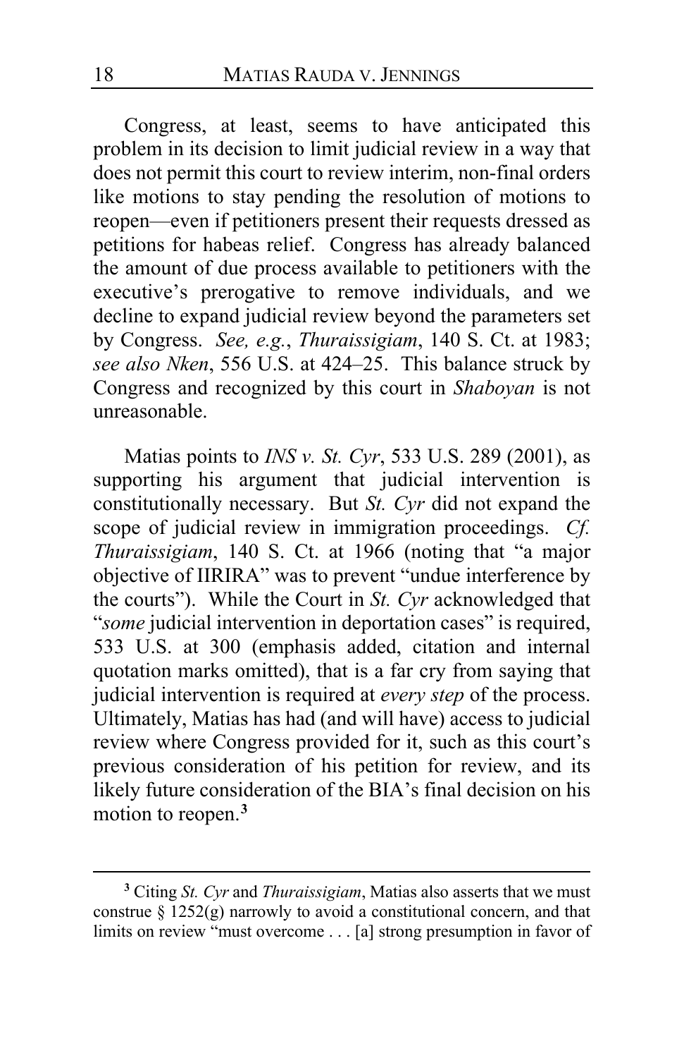Congress, at least, seems to have anticipated this problem in its decision to limit judicial review in a way that does not permit this court to review interim, non-final orders like motions to stay pending the resolution of motions to reopen—even if petitioners present their requests dressed as petitions for habeas relief. Congress has already balanced the amount of due process available to petitioners with the executive's prerogative to remove individuals, and we decline to expand judicial review beyond the parameters set by Congress. *See, e.g.*, *Thuraissigiam*, 140 S. Ct. at 1983; *see also Nken*, 556 U.S. at 424–25. This balance struck by Congress and recognized by this court in *Shaboyan* is not unreasonable.

Matias points to *INS v. St. Cyr*, 533 U.S. 289 (2001), as supporting his argument that judicial intervention is constitutionally necessary. But *St. Cyr* did not expand the scope of judicial review in immigration proceedings. *Cf. Thuraissigiam*, 140 S. Ct. at 1966 (noting that "a major objective of IIRIRA" was to prevent "undue interference by the courts"). While the Court in *St. Cyr* acknowledged that "*some* judicial intervention in deportation cases" is required, 533 U.S. at 300 (emphasis added, citation and internal quotation marks omitted), that is a far cry from saying that judicial intervention is required at *every step* of the process. Ultimately, Matias has had (and will have) access to judicial review where Congress provided for it, such as this court's previous consideration of his petition for review, and its likely future consideration of the BIA's final decision on his motion to reopen.[3]

[3] Citing *St. Cyr* and *Thuraissigiam*, Matias also asserts that we must construe § 1252(g) narrowly to avoid a constitutional concern, and that limits on review "must overcome . . . [a] strong presumption in favor of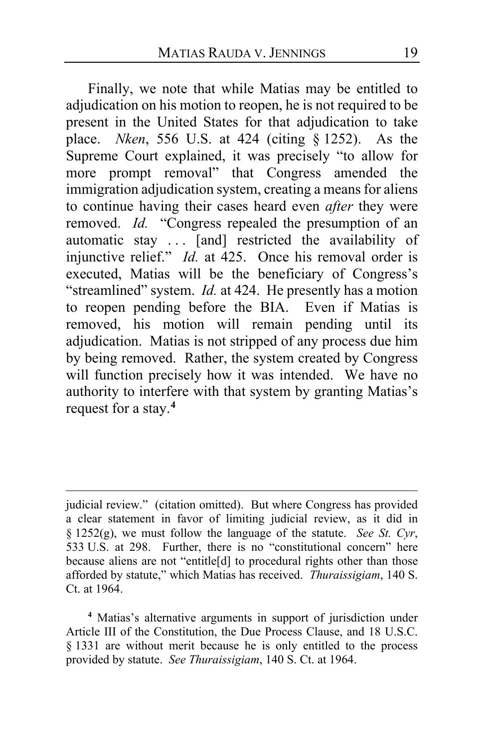Finally, we note that while Matias may be entitled to adjudication on his motion to reopen, he is not required to be present in the United States for that adjudication to take place. *Nken*, 556 U.S. at 424 (citing § 1252). As the Supreme Court explained, it was precisely "to allow for more prompt removal" that Congress amended the immigration adjudication system, creating a means for aliens to continue having their cases heard even *after* they were removed. *Id.* "Congress repealed the presumption of an automatic stay . . . [and] restricted the availability of injunctive relief." *Id.* at 425. Once his removal order is executed, Matias will be the beneficiary of Congress's "streamlined" system. *Id.* at 424. He presently has a motion to reopen pending before the BIA. Even if Matias is removed, his motion will remain pending until its adjudication. Matias is not stripped of any process due him by being removed. Rather, the system created by Congress will function precisely how it was intended. We have no authority to interfere with that system by granting Matias's request for a stay.[4]

---

judicial review." (citation omitted). But where Congress has provided a clear statement in favor of limiting judicial review, as it did in § 1252(g), we must follow the language of the statute. *See St. Cyr*, 533 U.S. at 298. Further, there is no "constitutional concern" here because aliens are not "entitle[d] to procedural rights other than those afforded by statute," which Matias has received. *Thuraissigiam*, 140 S. Ct. at 1964.

[4] Matias's alternative arguments in support of jurisdiction under Article III of the Constitution, the Due Process Clause, and 18 U.S.C. § 1331 are without merit because he is only entitled to the process provided by statute. *See Thuraissigiam*, 140 S. Ct. at 1964.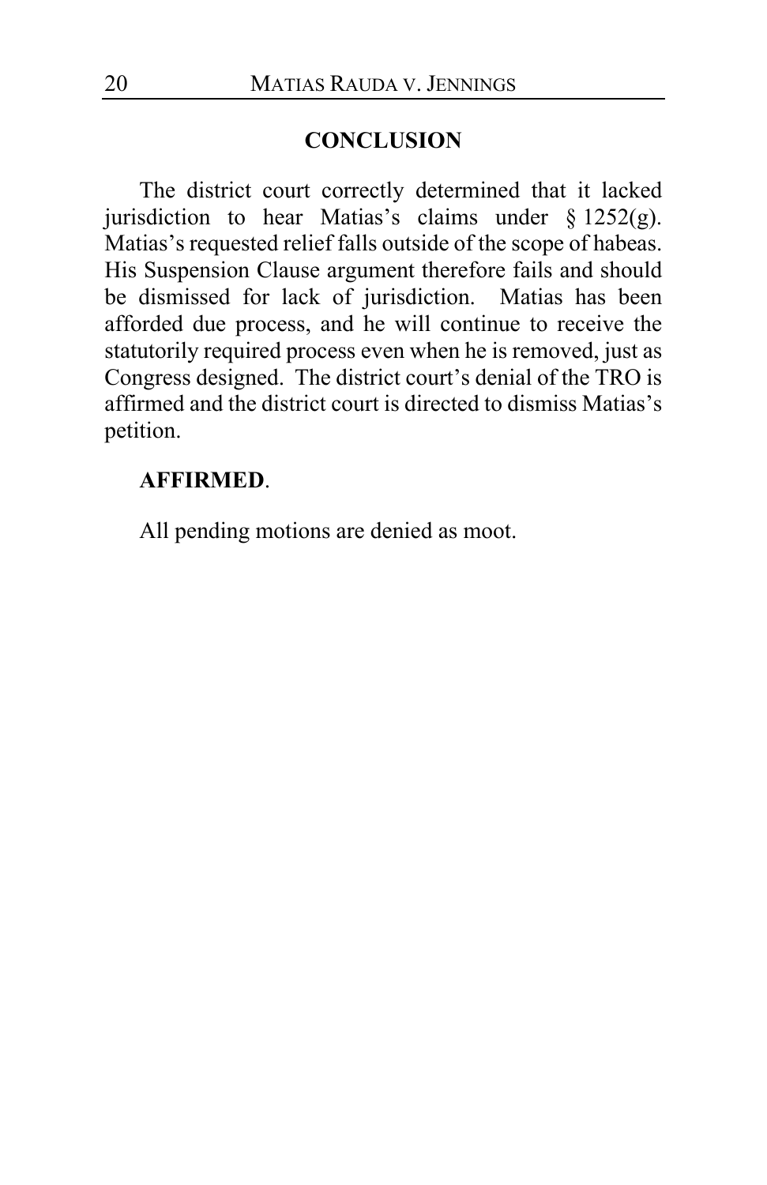## CONCLUSION

The district court correctly determined that it lacked jurisdiction to hear Matias's claims under § 1252(g). Matias's requested relief falls outside of the scope of habeas. His Suspension Clause argument therefore fails and should be dismissed for lack of jurisdiction. Matias has been afforded due process, and he will continue to receive the statutorily required process even when he is removed, just as Congress designed. The district court's denial of the TRO is affirmed and the district court is directed to dismiss Matias's petition.

**AFFIRMED**.

All pending motions are denied as moot.